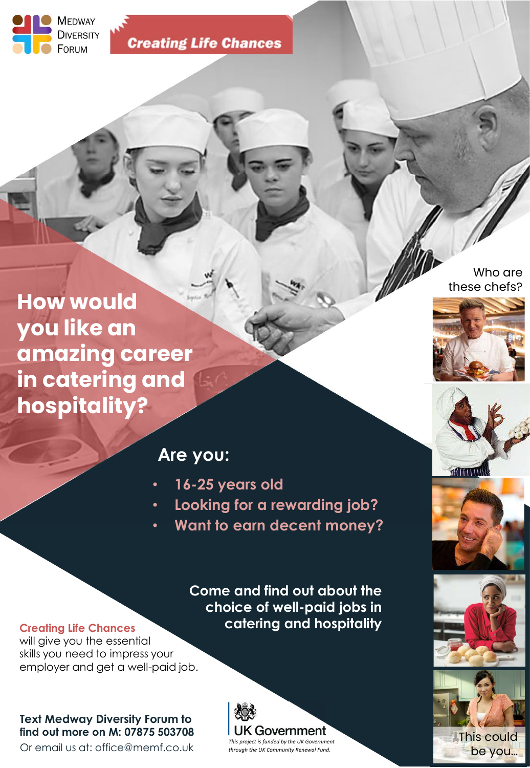Medway Diversity Forum

**Creating Life Chances**

# How would you like an amazing career in catering and hospitality?

Who are these chefs?

## Are you:

- 16-25 years old
- Looking for a rewarding job?
- Want to earn decent money?

**Come and find out about the choice of well-paid jobs in catering and hospitality**

This could be you...

**Creating Life Chances** will give you the essential skills you need to impress your employer and get a well-paid job.

**Text Medway Diversity Forum to find out more on M: 07875 503708**

Or email us at: office@memf.co.uk

UK Government

*This project is funded by the UK Government through the UK Community Renewal Fund.*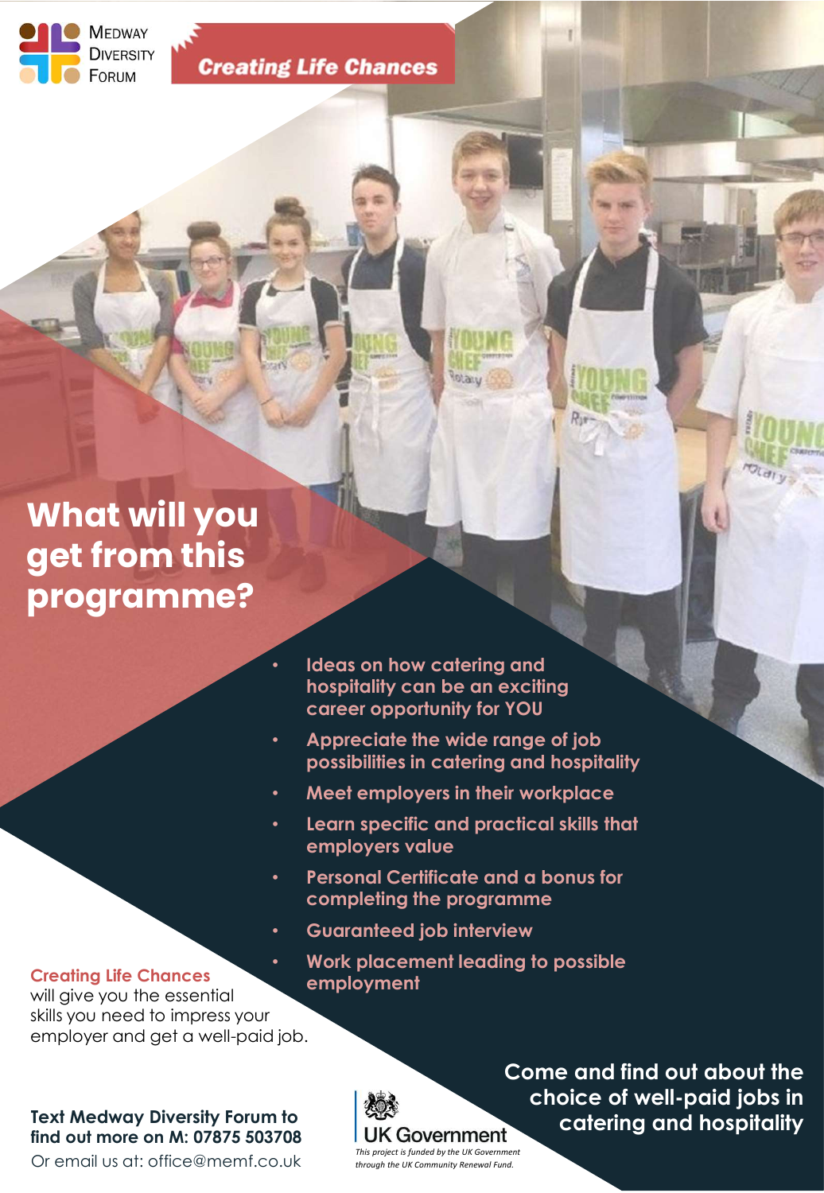Medway Diversity Forum

**Creating Life Chances**

# What will you get from this programme?

- Ideas on how catering and hospitality can be an exciting career opportunity for YOU
- Appreciate the wide range of job possibilities in catering and hospitality
- Meet employers in their workplace
- Learn specific and practical skills that employers value
- Personal Certificate and a bonus for completing the programme
- Guaranteed job interview
- Work placement leading to possible employment

**Creating Life Chances** will give you the essential skills you need to impress your employer and get a well-paid job.

**Come and find out about the choice of well-paid jobs in catering and hospitality**

**Text Medway Diversity Forum to find out more on M: 07875 503708**

Or email us at: office@memf.co.uk

UK Government

*This project is funded by the UK Government through the UK Community Renewal Fund.*